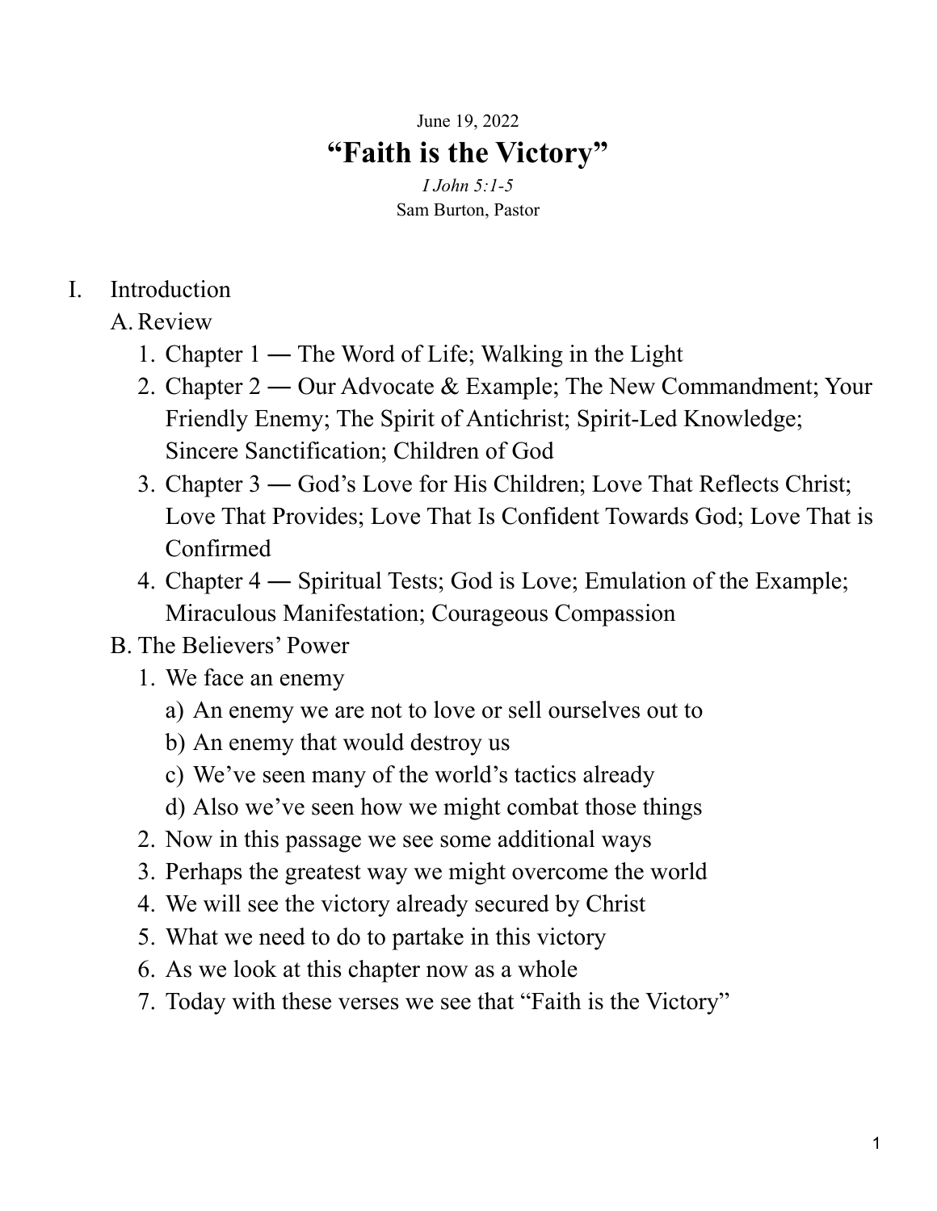June 19, 2022

# "Faith is the Victory"

*I John 5:1-5*

Sam Burton, Pastor

I. Introduction
   A. Review
      1. Chapter 1 ― The Word of Life; Walking in the Light
      2. Chapter 2 ― Our Advocate & Example; The New Commandment; Your Friendly Enemy; The Spirit of Antichrist; Spirit-Led Knowledge; Sincere Sanctification; Children of God
      3. Chapter 3 ― God's Love for His Children; Love That Reflects Christ; Love That Provides; Love That Is Confident Towards God; Love That is Confirmed
      4. Chapter 4 ― Spiritual Tests; God is Love; Emulation of the Example; Miraculous Manifestation; Courageous Compassion
   B. The Believers' Power
      1. We face an enemy
         a) An enemy we are not to love or sell ourselves out to
         b) An enemy that would destroy us
         c) We've seen many of the world's tactics already
         d) Also we've seen how we might combat those things
      2. Now in this passage we see some additional ways
      3. Perhaps the greatest way we might overcome the world
      4. We will see the victory already secured by Christ
      5. What we need to do to partake in this victory
      6. As we look at this chapter now as a whole
      7. Today with these verses we see that "Faith is the Victory"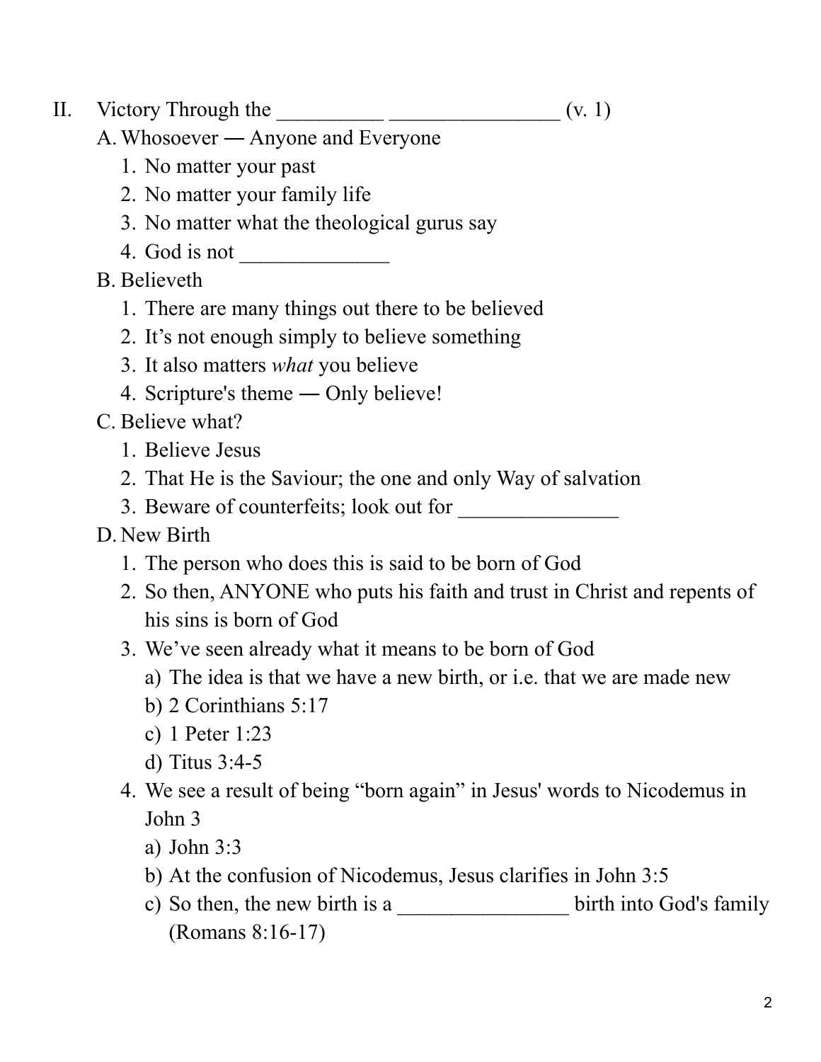II. Victory Through the __________ ________________ (v. 1)

A. Whosoever ― Anyone and Everyone
   1. No matter your past
   2. No matter your family life
   3. No matter what the theological gurus say
   4. God is not ______________

B. Believeth
   1. There are many things out there to be believed
   2. It's not enough simply to believe something
   3. It also matters *what* you believe
   4. Scripture's theme ― Only believe!

C. Believe what?
   1. Believe Jesus
   2. That He is the Saviour; the one and only Way of salvation
   3. Beware of counterfeits; look out for _______________

D. New Birth
   1. The person who does this is said to be born of God
   2. So then, ANYONE who puts his faith and trust in Christ and repents of his sins is born of God
   3. We've seen already what it means to be born of God
      a) The idea is that we have a new birth, or i.e. that we are made new
      b) 2 Corinthians 5:17
      c) 1 Peter 1:23
      d) Titus 3:4-5
   4. We see a result of being "born again" in Jesus' words to Nicodemus in John 3
      a) John 3:3
      b) At the confusion of Nicodemus, Jesus clarifies in John 3:5
      c) So then, the new birth is a ________________ birth into God's family (Romans 8:16-17)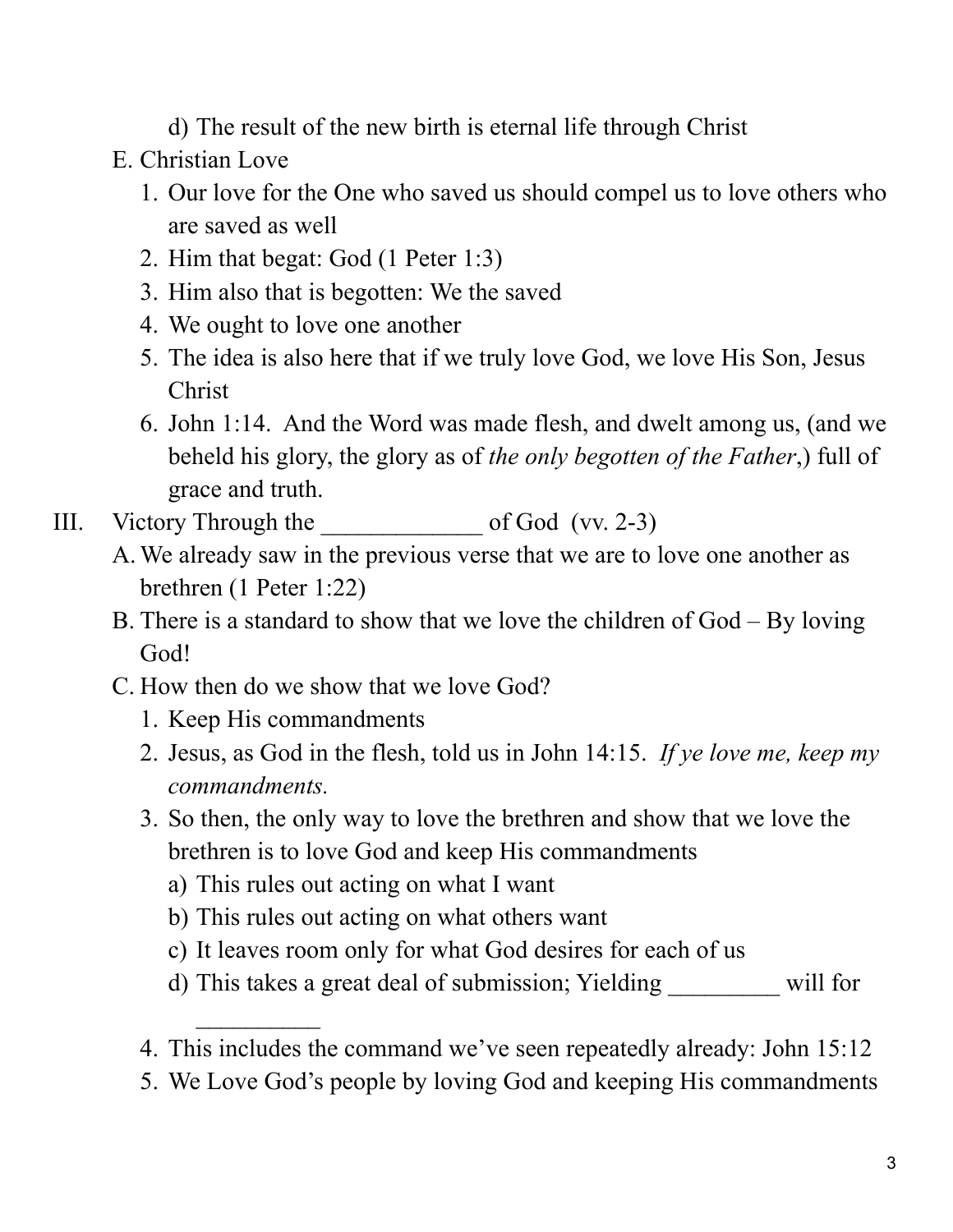d) The result of the new birth is eternal life through Christ

E. Christian Love
   1. Our love for the One who saved us should compel us to love others who are saved as well
   2. Him that begat: God (1 Peter 1:3)
   3. Him also that is begotten: We the saved
   4. We ought to love one another
   5. The idea is also here that if we truly love God, we love His Son, Jesus Christ
   6. John 1:14. And the Word was made flesh, and dwelt among us, (and we beheld his glory, the glory as of *the only begotten of the Father*,) full of grace and truth.

III. Victory Through the _____________ of God (vv. 2-3)

A. We already saw in the previous verse that we are to love one another as brethren (1 Peter 1:22)

B. There is a standard to show that we love the children of God – By loving God!

C. How then do we show that we love God?
   1. Keep His commandments
   2. Jesus, as God in the flesh, told us in John 14:15. *If ye love me, keep my commandments.*
   3. So then, the only way to love the brethren and show that we love the brethren is to love God and keep His commandments
      a) This rules out acting on what I want
      b) This rules out acting on what others want
      c) It leaves room only for what God desires for each of us
      d) This takes a great deal of submission; Yielding _________ will for __________
   4. This includes the command we've seen repeatedly already: John 15:12
   5. We Love God's people by loving God and keeping His commandments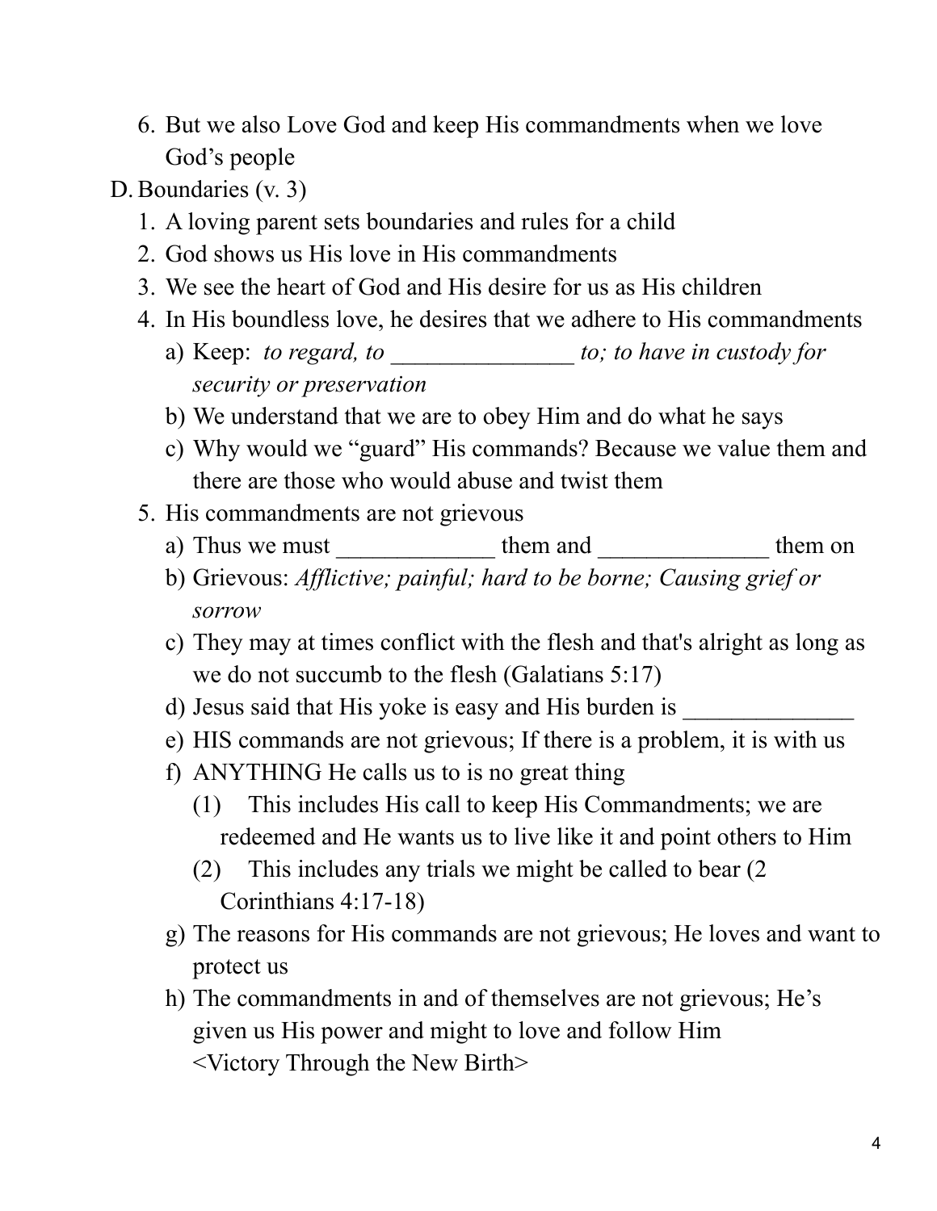6. But we also Love God and keep His commandments when we love God's people

D. Boundaries (v. 3)
   1. A loving parent sets boundaries and rules for a child
   2. God shows us His love in His commandments
   3. We see the heart of God and His desire for us as His children
   4. In His boundless love, he desires that we adhere to His commandments
      a) Keep: *to regard, to _______________ to; to have in custody for security or preservation*
      b) We understand that we are to obey Him and do what he says
      c) Why would we "guard" His commands? Because we value them and there are those who would abuse and twist them
   5. His commandments are not grievous
      a) Thus we must _____________ them and ______________ them on
      b) Grievous: *Afflictive; painful; hard to be borne; Causing grief or sorrow*
      c) They may at times conflict with the flesh and that's alright as long as we do not succumb to the flesh (Galatians 5:17)
      d) Jesus said that His yoke is easy and His burden is ______________
      e) HIS commands are not grievous; If there is a problem, it is with us
      f) ANYTHING He calls us to is no great thing
         (1) This includes His call to keep His Commandments; we are redeemed and He wants us to live like it and point others to Him
         (2) This includes any trials we might be called to bear (2 Corinthians 4:17-18)
      g) The reasons for His commands are not grievous; He loves and want to protect us
      h) The commandments in and of themselves are not grievous; He's given us His power and might to love and follow Him

<Victory Through the New Birth>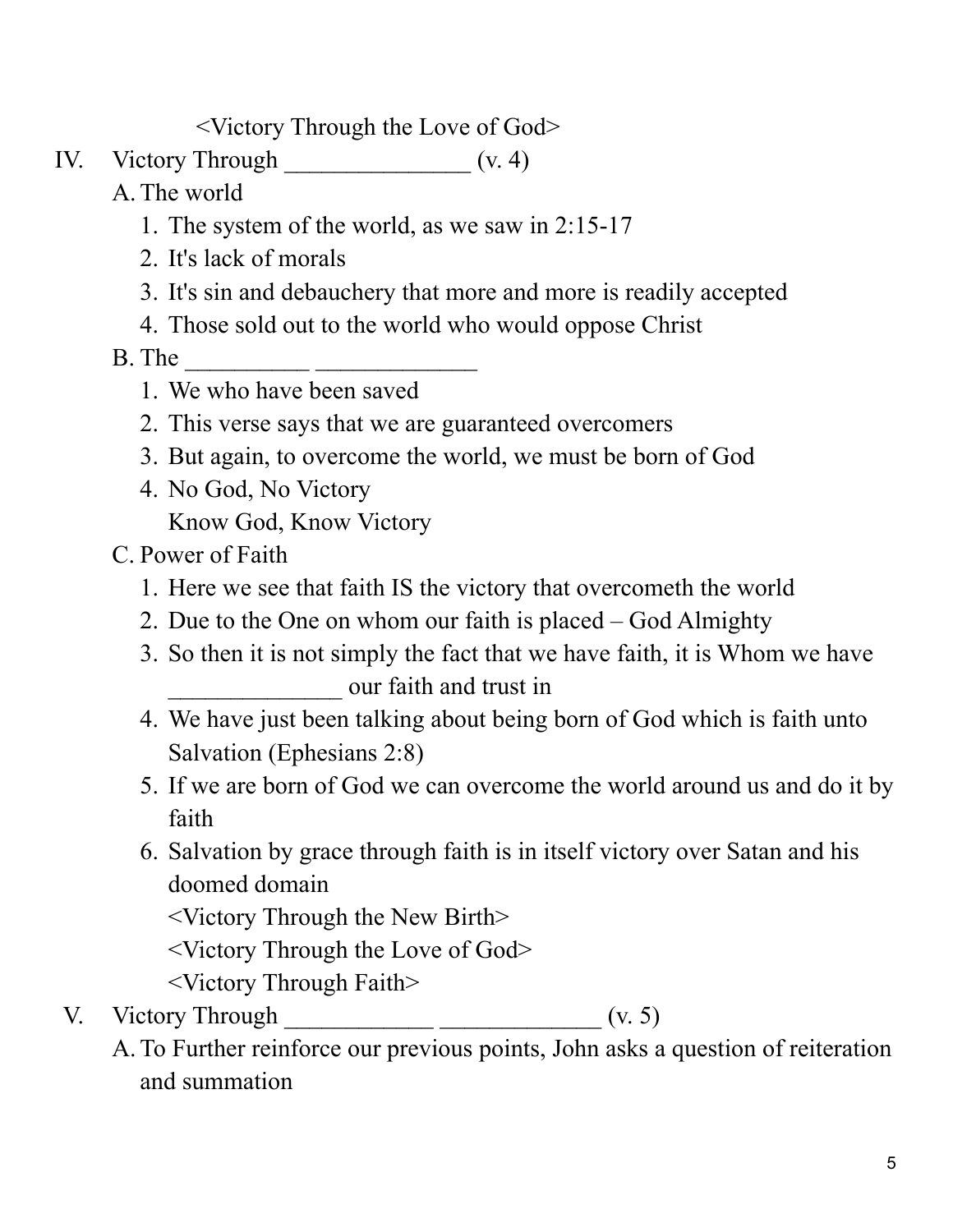<Victory Through the Love of God>

IV. Victory Through _______________ (v. 4)

A. The world
   1. The system of the world, as we saw in 2:15-17
   2. It's lack of morals
   3. It's sin and debauchery that more and more is readily accepted
   4. Those sold out to the world who would oppose Christ

B. The __________ _____________
   1. We who have been saved
   2. This verse says that we are guaranteed overcomers
   3. But again, to overcome the world, we must be born of God
   4. No God, No Victory
      Know God, Know Victory

C. Power of Faith
   1. Here we see that faith IS the victory that overcometh the world
   2. Due to the One on whom our faith is placed – God Almighty
   3. So then it is not simply the fact that we have faith, it is Whom we have ______________ our faith and trust in
   4. We have just been talking about being born of God which is faith unto Salvation (Ephesians 2:8)
   5. If we are born of God we can overcome the world around us and do it by faith
   6. Salvation by grace through faith is in itself victory over Satan and his doomed domain
      <Victory Through the New Birth>
      <Victory Through the Love of God>
      <Victory Through Faith>

V. Victory Through ____________ _____________ (v. 5)

A. To Further reinforce our previous points, John asks a question of reiteration and summation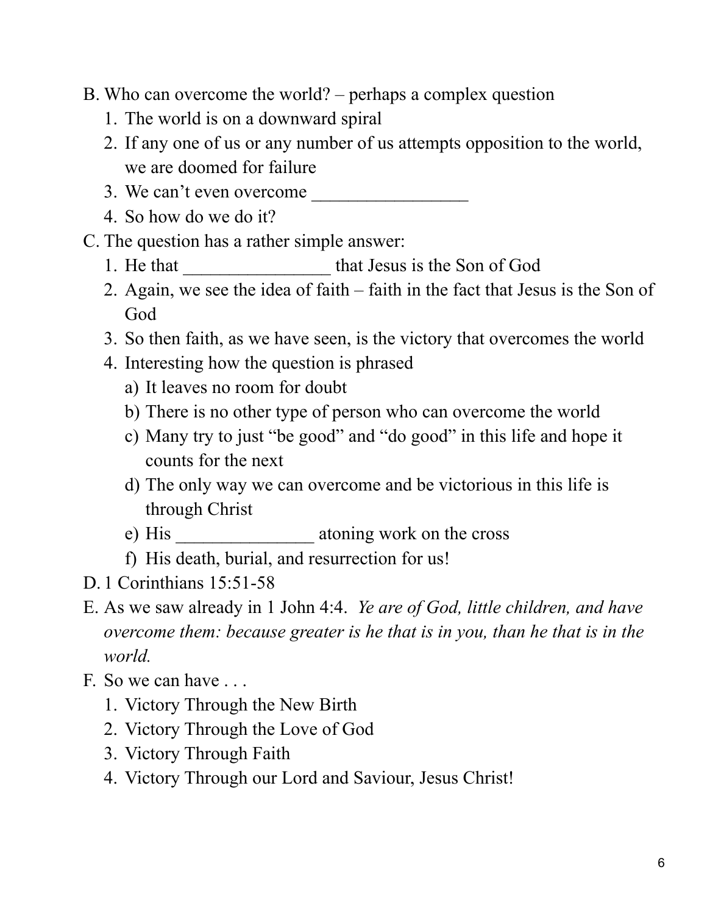B. Who can overcome the world? – perhaps a complex question
   1. The world is on a downward spiral
   2. If any one of us or any number of us attempts opposition to the world, we are doomed for failure
   3. We can't even overcome _________________
   4. So how do we do it?

C. The question has a rather simple answer:
   1. He that ________________ that Jesus is the Son of God
   2. Again, we see the idea of faith – faith in the fact that Jesus is the Son of God
   3. So then faith, as we have seen, is the victory that overcomes the world
   4. Interesting how the question is phrased
      a) It leaves no room for doubt
      b) There is no other type of person who can overcome the world
      c) Many try to just "be good" and "do good" in this life and hope it counts for the next
      d) The only way we can overcome and be victorious in this life is through Christ
      e) His _______________ atoning work on the cross
      f) His death, burial, and resurrection for us!

D. 1 Corinthians 15:51-58

E. As we saw already in 1 John 4:4. *Ye are of God, little children, and have overcome them: because greater is he that is in you, than he that is in the world.*

F. So we can have . . .
   1. Victory Through the New Birth
   2. Victory Through the Love of God
   3. Victory Through Faith
   4. Victory Through our Lord and Saviour, Jesus Christ!